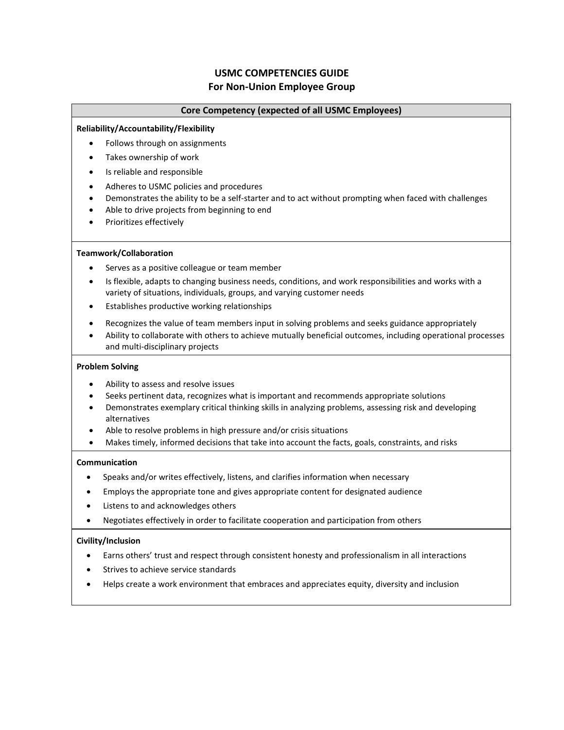# USMC COMPETENCIES GUIDE
## For Non-Union Employee Group

### Core Competency (expected of all USMC Employees)

**Reliability/Accountability/Flexibility**

- Follows through on assignments
- Takes ownership of work
- Is reliable and responsible
- Adheres to USMC policies and procedures
- Demonstrates the ability to be a self-starter and to act without prompting when faced with challenges
- Able to drive projects from beginning to end
- Prioritizes effectively

**Teamwork/Collaboration**

- Serves as a positive colleague or team member
- Is flexible, adapts to changing business needs, conditions, and work responsibilities and works with a variety of situations, individuals, groups, and varying customer needs
- Establishes productive working relationships
- Recognizes the value of team members input in solving problems and seeks guidance appropriately
- Ability to collaborate with others to achieve mutually beneficial outcomes, including operational processes and multi-disciplinary projects

**Problem Solving**

- Ability to assess and resolve issues
- Seeks pertinent data, recognizes what is important and recommends appropriate solutions
- Demonstrates exemplary critical thinking skills in analyzing problems, assessing risk and developing alternatives
- Able to resolve problems in high pressure and/or crisis situations
- Makes timely, informed decisions that take into account the facts, goals, constraints, and risks

**Communication**

- Speaks and/or writes effectively, listens, and clarifies information when necessary
- Employs the appropriate tone and gives appropriate content for designated audience
- Listens to and acknowledges others
- Negotiates effectively in order to facilitate cooperation and participation from others

**Civility/Inclusion**

- Earns others' trust and respect through consistent honesty and professionalism in all interactions
- Strives to achieve service standards
- Helps create a work environment that embraces and appreciates equity, diversity and inclusion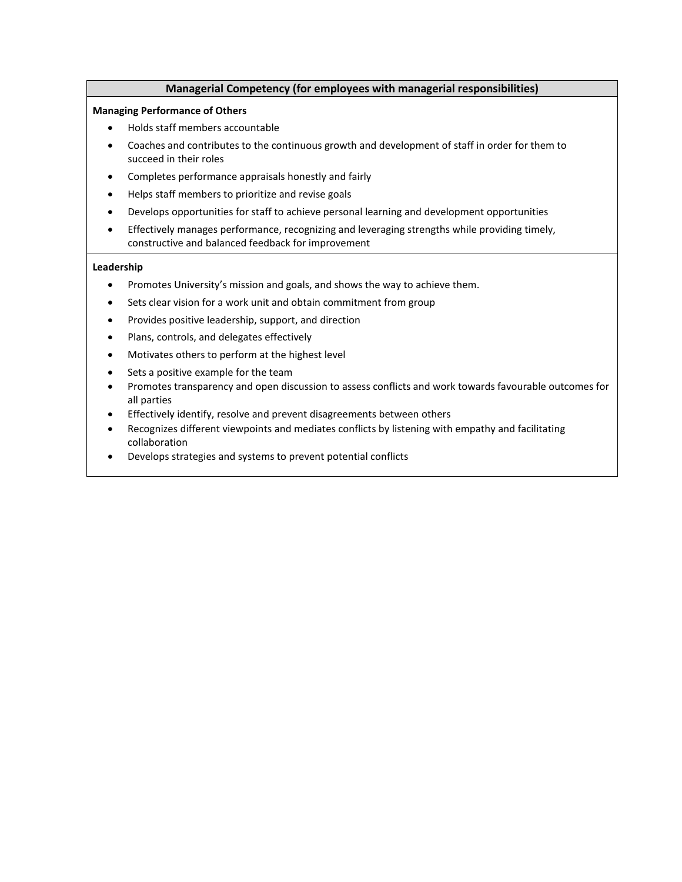## Managerial Competency (for employees with managerial responsibilities)

**Managing Performance of Others**

- Holds staff members accountable
- Coaches and contributes to the continuous growth and development of staff in order for them to succeed in their roles
- Completes performance appraisals honestly and fairly
- Helps staff members to prioritize and revise goals
- Develops opportunities for staff to achieve personal learning and development opportunities
- Effectively manages performance, recognizing and leveraging strengths while providing timely, constructive and balanced feedback for improvement

**Leadership**

- Promotes University's mission and goals, and shows the way to achieve them.
- Sets clear vision for a work unit and obtain commitment from group
- Provides positive leadership, support, and direction
- Plans, controls, and delegates effectively
- Motivates others to perform at the highest level
- Sets a positive example for the team
- Promotes transparency and open discussion to assess conflicts and work towards favourable outcomes for all parties
- Effectively identify, resolve and prevent disagreements between others
- Recognizes different viewpoints and mediates conflicts by listening with empathy and facilitating collaboration
- Develops strategies and systems to prevent potential conflicts